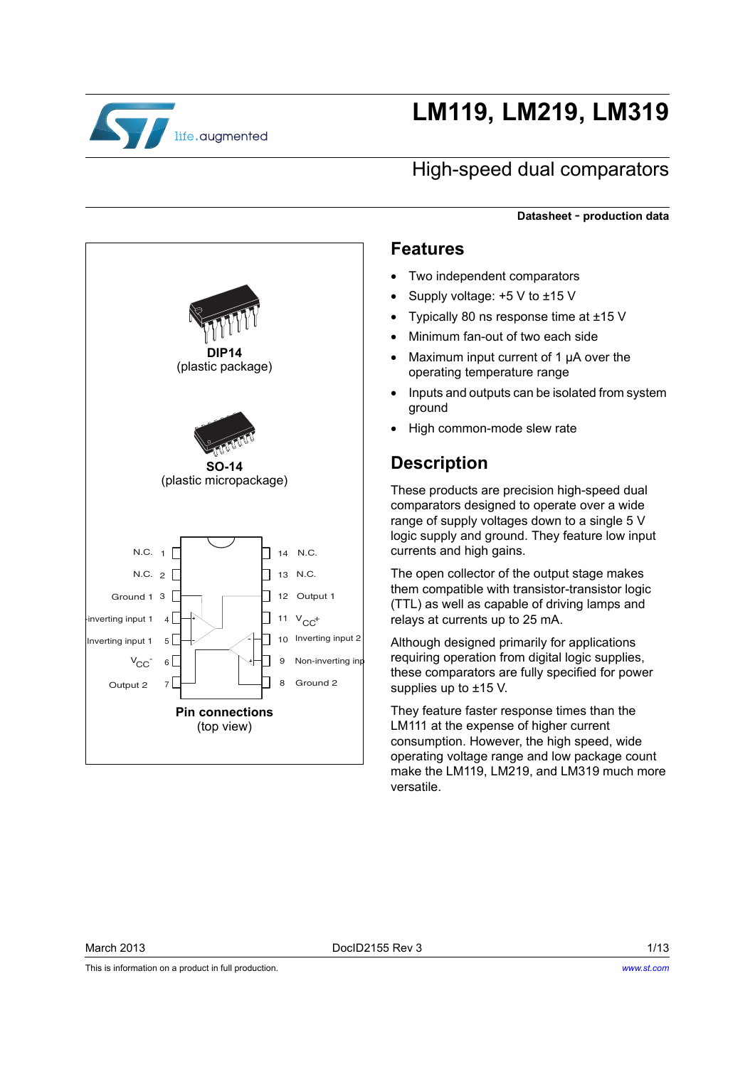# LM119, LM219, LM319

## High-speed dual comparators

**Datasheet - production data**

**DIP14**
(plastic package)

**SO-14**
(plastic micropackage)

**Pin connections**
(top view)

## Features

- Two independent comparators
- Supply voltage: +5 V to ±15 V
- Typically 80 ns response time at ±15 V
- Minimum fan-out of two each side
- Maximum input current of 1 µA over the operating temperature range
- Inputs and outputs can be isolated from system ground
- High common-mode slew rate

## Description

These products are precision high-speed dual comparators designed to operate over a wide range of supply voltages down to a single 5 V logic supply and ground. They feature low input currents and high gains.

The open collector of the output stage makes them compatible with transistor-transistor logic (TTL) as well as capable of driving lamps and relays at currents up to 25 mA.

Although designed primarily for applications requiring operation from digital logic supplies, these comparators are fully specified for power supplies up to ±15 V.

They feature faster response times than the LM111 at the expense of higher current consumption. However, the high speed, wide operating voltage range and low package count make the LM119, LM219, and LM319 much more versatile.

March 2013 DocID2155 Rev 3

This is information on a product in full production.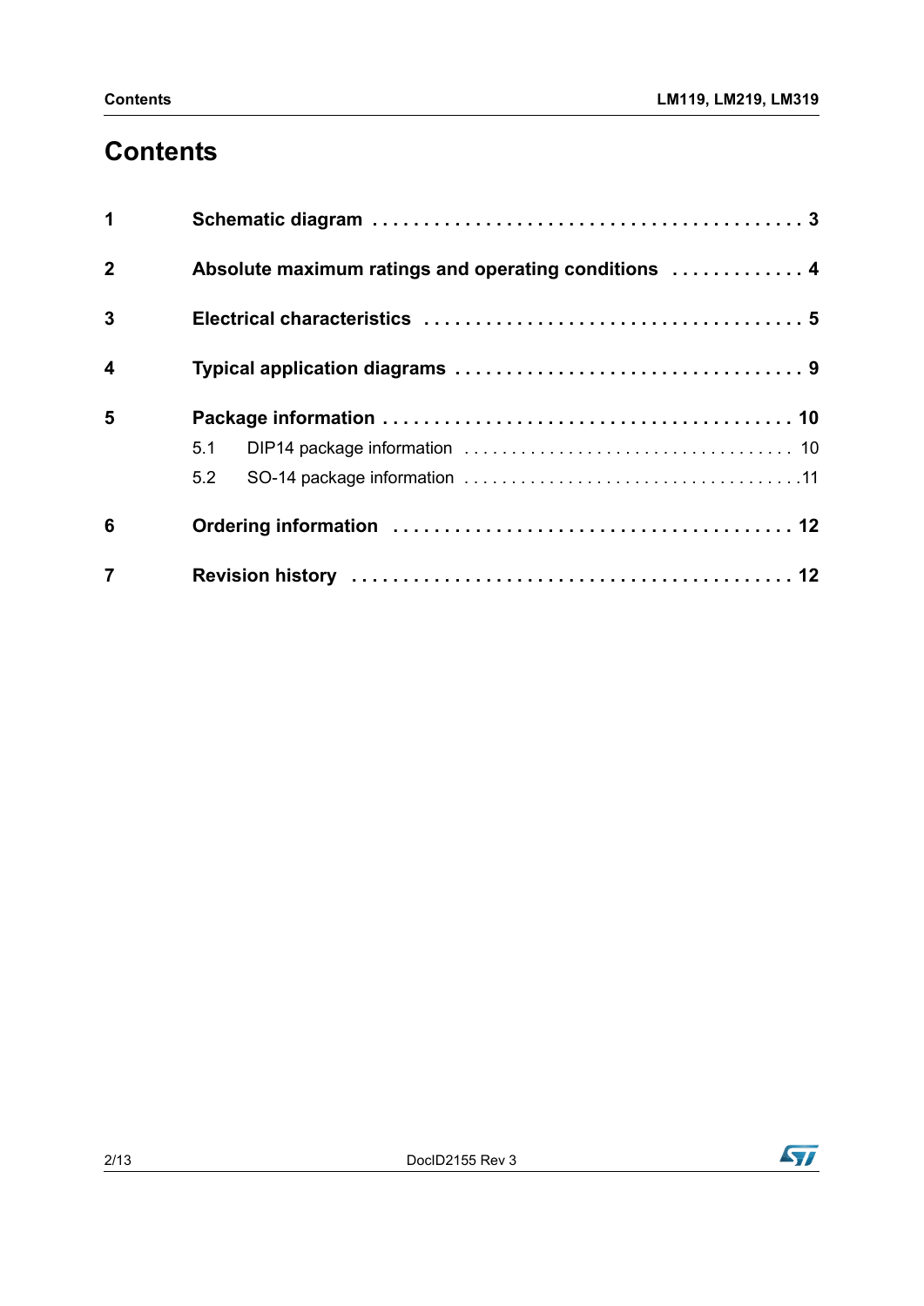# Contents

1 Schematic diagram . . . . . . . . . . . . . . . . . . . . . . . . . . . . . . . . . . . . . . . . 3

2 Absolute maximum ratings and operating conditions . . . . . . . . . . . . . 4

3 Electrical characteristics . . . . . . . . . . . . . . . . . . . . . . . . . . . . . . . . . . . 5

4 Typical application diagrams . . . . . . . . . . . . . . . . . . . . . . . . . . . . . . . . 9

5 Package information . . . . . . . . . . . . . . . . . . . . . . . . . . . . . . . . . . . . . . 10

- 5.1 DIP14 package information . . . . . . . . . . . . . . . . . . . . . . . . . . . . . . . . . . 10
- 5.2 SO-14 package information . . . . . . . . . . . . . . . . . . . . . . . . . . . . . . . . . . .11

6 Ordering information . . . . . . . . . . . . . . . . . . . . . . . . . . . . . . . . . . . . . 12

7 Revision history . . . . . . . . . . . . . . . . . . . . . . . . . . . . . . . . . . . . . . . . . 12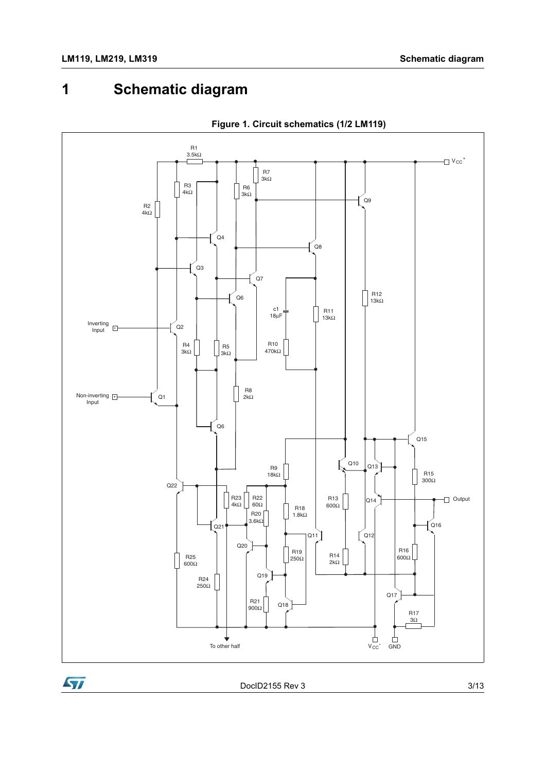# 1 Schematic diagram

**Figure 1. Circuit schematics (1/2 LM119)**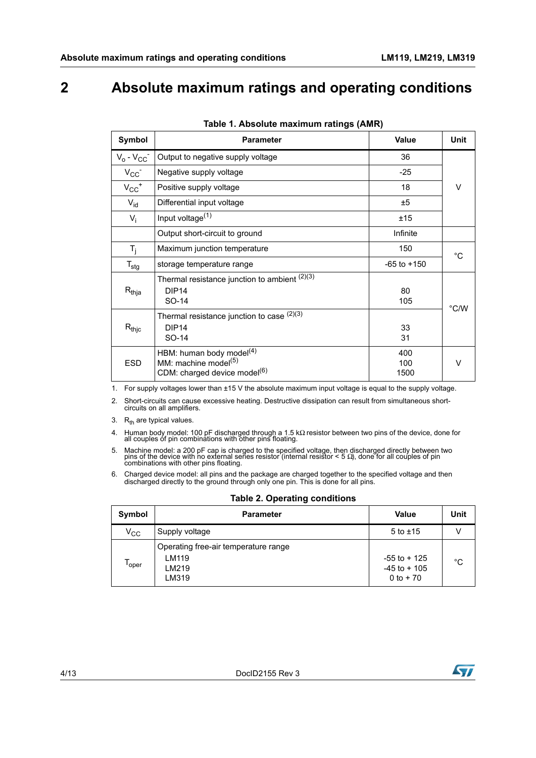# 2 Absolute maximum ratings and operating conditions

**Table 1. Absolute maximum ratings (AMR)**

| Symbol | Parameter | Value | Unit |
|---|---|---|---|
| $V_o$ - $V_{CC}^-$ | Output to negative supply voltage | 36 | V |
| $V_{CC}^-$ | Negative supply voltage | -25 | |
| $V_{CC}^+$ | Positive supply voltage | 18 | |
| $V_{id}$ | Differential input voltage | ±5 | |
| $V_i$ | Input voltage[1] | ±15 | |
| | Output short-circuit to ground | Infinite | |
| $T_j$ | Maximum junction temperature | 150 | °C |
| $T_{stg}$ | storage temperature range | -65 to +150 | |
| $R_{thja}$ | Thermal resistance junction to ambient [2][3]<br>DIP14<br>SO-14 | <br>80<br>105 | °C/W |
| $R_{thjc}$ | Thermal resistance junction to case [2][3]<br>DIP14<br>SO-14 | <br>33<br>31 | |
| ESD | HBM: human body model[4]<br>MM: machine model[5]<br>CDM: charged device model[6] | 400<br>100<br>1500 | V |

1. For supply voltages lower than ±15 V the absolute maximum input voltage is equal to the supply voltage.
2. Short-circuits can cause excessive heating. Destructive dissipation can result from simultaneous short-circuits on all amplifiers.
3. $R_{th}$ are typical values.
4. Human body model: 100 pF discharged through a 1.5 kΩ resistor between two pins of the device, done for all couples of pin combinations with other pins floating.
5. Machine model: a 200 pF cap is charged to the specified voltage, then discharged directly between two pins of the device with no external series resistor (internal resistor < 5 Ω), done for all couples of pin combinations with other pins floating.
6. Charged device model: all pins and the package are charged together to the specified voltage and then discharged directly to the ground through only one pin. This is done for all pins.

**Table 2. Operating conditions**

| Symbol | Parameter | Value | Unit |
|---|---|---|---|
| $V_{CC}$ | Supply voltage | 5 to ±15 | V |
| $T_{oper}$ | Operating free-air temperature range<br>LM119<br>LM219<br>LM319 | <br>-55 to + 125<br>-45 to + 105<br>0 to + 70 | °C |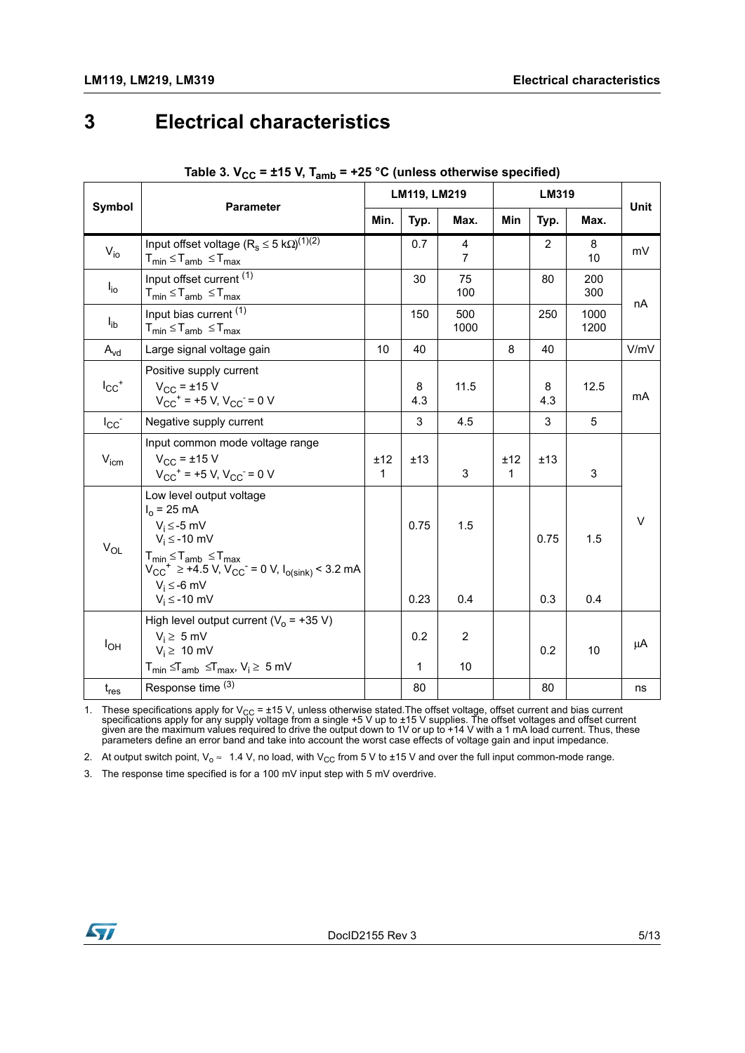# 3 Electrical characteristics

**Table 3. $V_{CC}$ = ±15 V, $T_{amb}$ = +25 °C (unless otherwise specified)**

| Symbol | Parameter | LM119, LM219 | | | LM319 | | | Unit |
|---|---|---|---|---|---|---|---|---|
| | | Min. | Typ. | Max. | Min | Typ. | Max. | |
| $V_{io}$ | Input offset voltage ($R_s \leq 5$ kΩ)[1][2]<br>$T_{min} \leq T_{amb} \leq T_{max}$ | | 0.7 | 4<br>7 | | 2 | 8<br>10 | mV |
| $I_{io}$ | Input offset current [1]<br>$T_{min} \leq T_{amb} \leq T_{max}$ | | 30 | 75<br>100 | | 80 | 200<br>300 | nA |
| $I_{ib}$ | Input bias current [1]<br>$T_{min} \leq T_{amb} \leq T_{max}$ | | 150 | 500<br>1000 | | 250 | 1000<br>1200 | nA |
| $A_{vd}$ | Large signal voltage gain | 10 | 40 | | 8 | 40 | | V/mV |
| $I_{CC}^+$ | Positive supply current<br>$V_{CC}$ = ±15 V<br>$V_{CC}^+$ = +5 V, $V_{CC}^-$ = 0 V | | 8<br>4.3 | 11.5 | | 8<br>4.3 | 12.5 | mA |
| $I_{CC}^-$ | Negative supply current | | 3 | 4.5 | | 3 | 5 | mA |
| $V_{icm}$ | Input common mode voltage range<br>$V_{CC}$ = ±15 V<br>$V_{CC}^+$ = +5 V, $V_{CC}^-$ = 0 V | ±12<br>1 | ±13 | <br>3 | ±12<br>1 | ±13 | <br>3 | V |
| $V_{OL}$ | Low level output voltage<br>$I_o$ = 25 mA<br>$V_i \leq$ -5 mV<br>$V_i \leq$ -10 mV<br>$T_{min} \leq T_{amb} \leq T_{max}$<br>$V_{CC}^+ \geq$ +4.5 V, $V_{CC}^-$ = 0 V, $I_{o(sink)}$ < 3.2 mA<br>$V_i \leq$ -6 mV<br>$V_i \leq$ -10 mV | | 0.75<br><br>0.23 | 1.5<br><br>0.4 | | 0.75<br><br>0.3 | 1.5<br><br>0.4 | V |
| $I_{OH}$ | High level output current ($V_o$ = +35 V)<br>$V_i \geq$ 5 mV<br>$V_i \geq$ 10 mV<br>$T_{min} \leq T_{amb} \leq T_{max}$, $V_i \geq$ 5 mV | | 0.2<br><br>1 | 2<br><br>10 | | 0.2 | 10 | µA |
| $t_{res}$ | Response time [3] | | 80 | | | 80 | | ns |

1. These specifications apply for $V_{CC}$ = ±15 V, unless otherwise stated.The offset voltage, offset current and bias current specifications apply for any supply voltage from a single +5 V up to ±15 V supplies. The offset voltages and offset current given are the maximum values required to drive the output down to 1V or up to +14 V with a 1 mA load current. Thus, these parameters define an error band and take into account the worst case effects of voltage gain and input impedance.
2. At output switch point, $V_o \approx$ 1.4 V, no load, with $V_{CC}$ from 5 V to ±15 V and over the full input common-mode range.
3. The response time specified is for a 100 mV input step with 5 mV overdrive.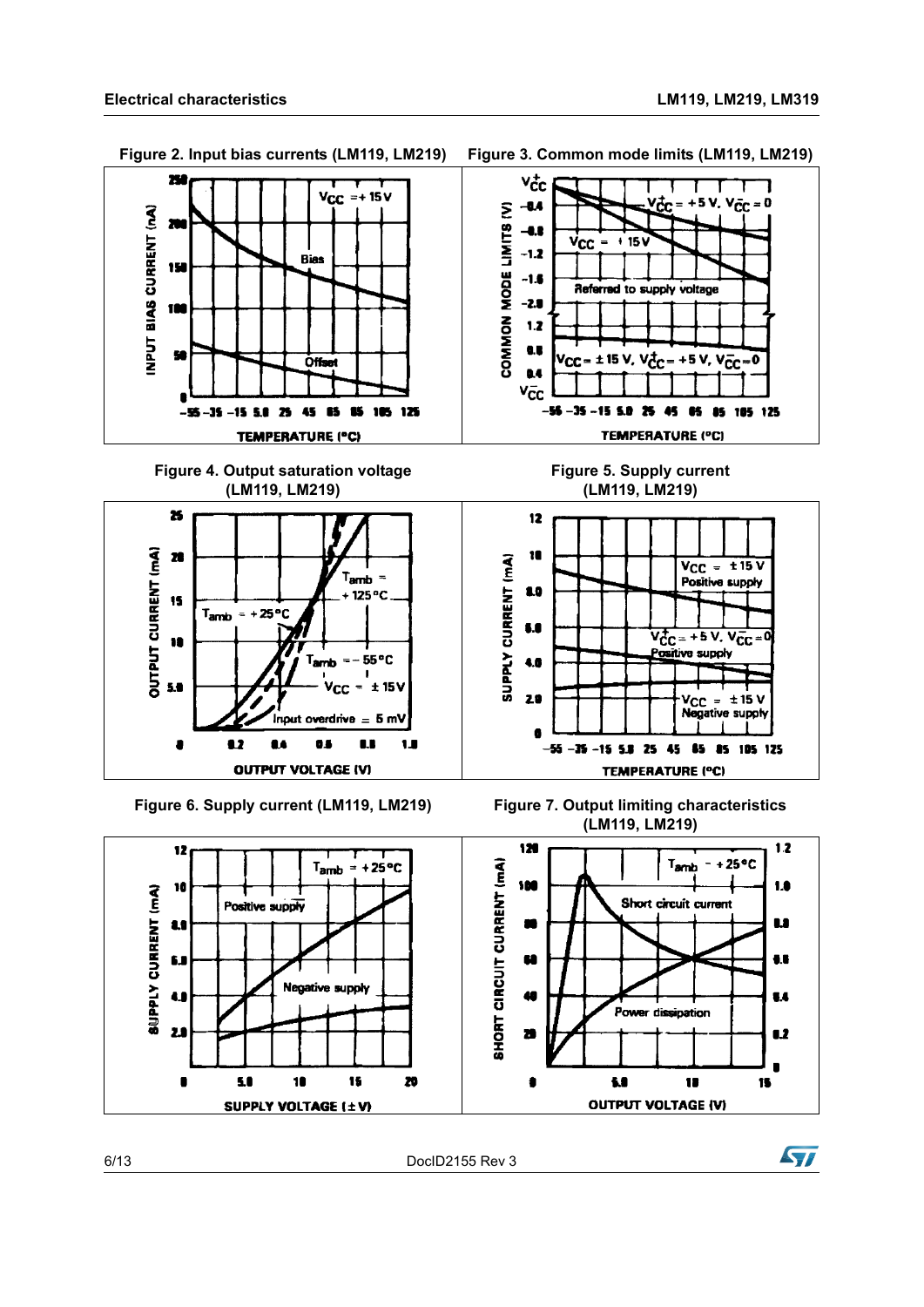**Figure 2. Input bias currents (LM119, LM219)**

**Figure 3. Common mode limits (LM119, LM219)**

**Figure 4. Output saturation voltage (LM119, LM219)**

**Figure 5. Supply current (LM119, LM219)**

**Figure 6. Supply current (LM119, LM219)**

**Figure 7. Output limiting characteristics (LM119, LM219)**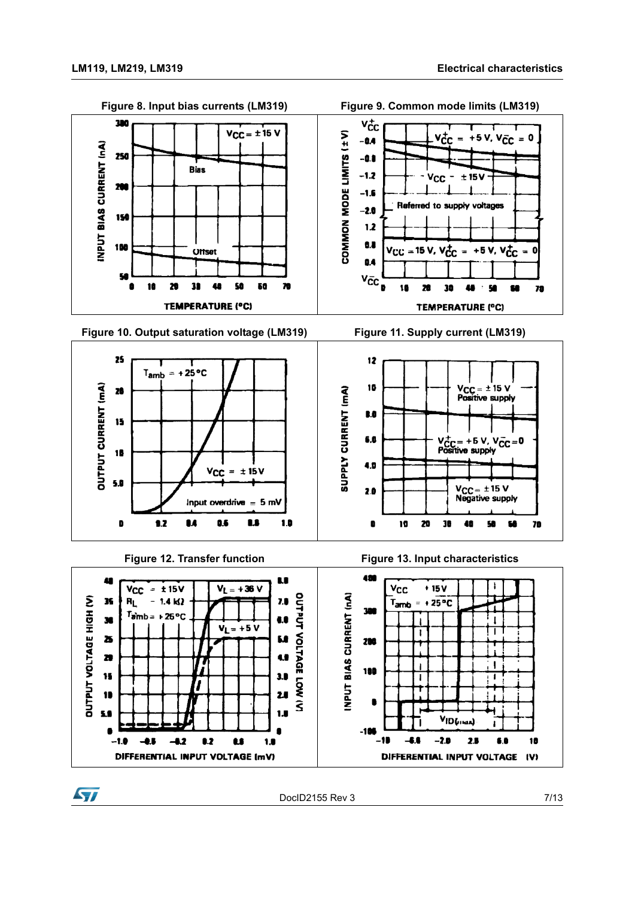**Figure 8. Input bias currents (LM319)**

**Figure 9. Common mode limits (LM319)**

**Figure 10. Output saturation voltage (LM319)**

**Figure 11. Supply current (LM319)**

**Figure 12. Transfer function**

**Figure 13. Input characteristics**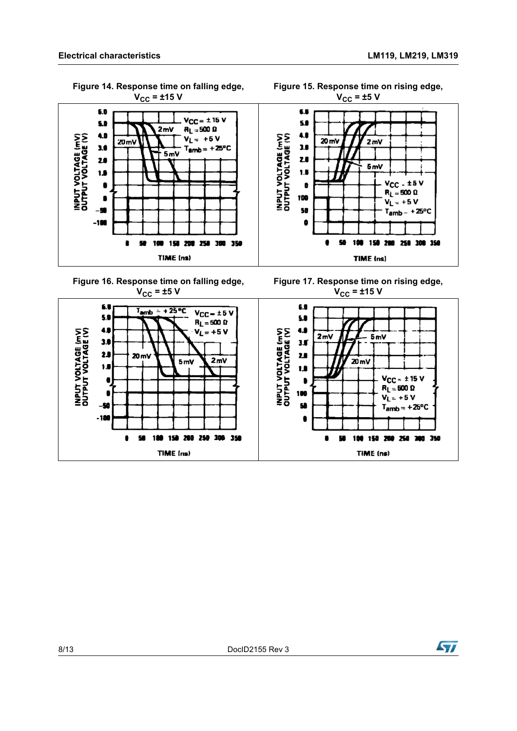Figure 14. Response time on falling edge, $V_{CC} = \pm 15\ V$

Figure 15. Response time on rising edge, $V_{CC} = \pm 5\ V$

Figure 16. Response time on falling edge, $V_{CC} = \pm 5\ V$

Figure 17. Response time on rising edge, $V_{CC} = \pm 15\ V$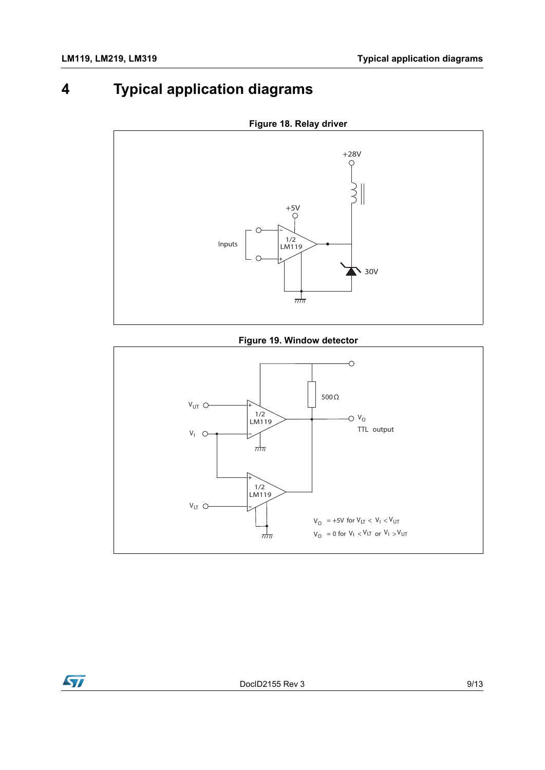# 4 Typical application diagrams

**Figure 18. Relay driver**

**Figure 19. Window detector**

$V_O$ = +5V for $V_{LT} < V_I < V_{UT}$

$V_O$ = 0 for $V_I < V_{LT}$ or $V_I > V_{UT}$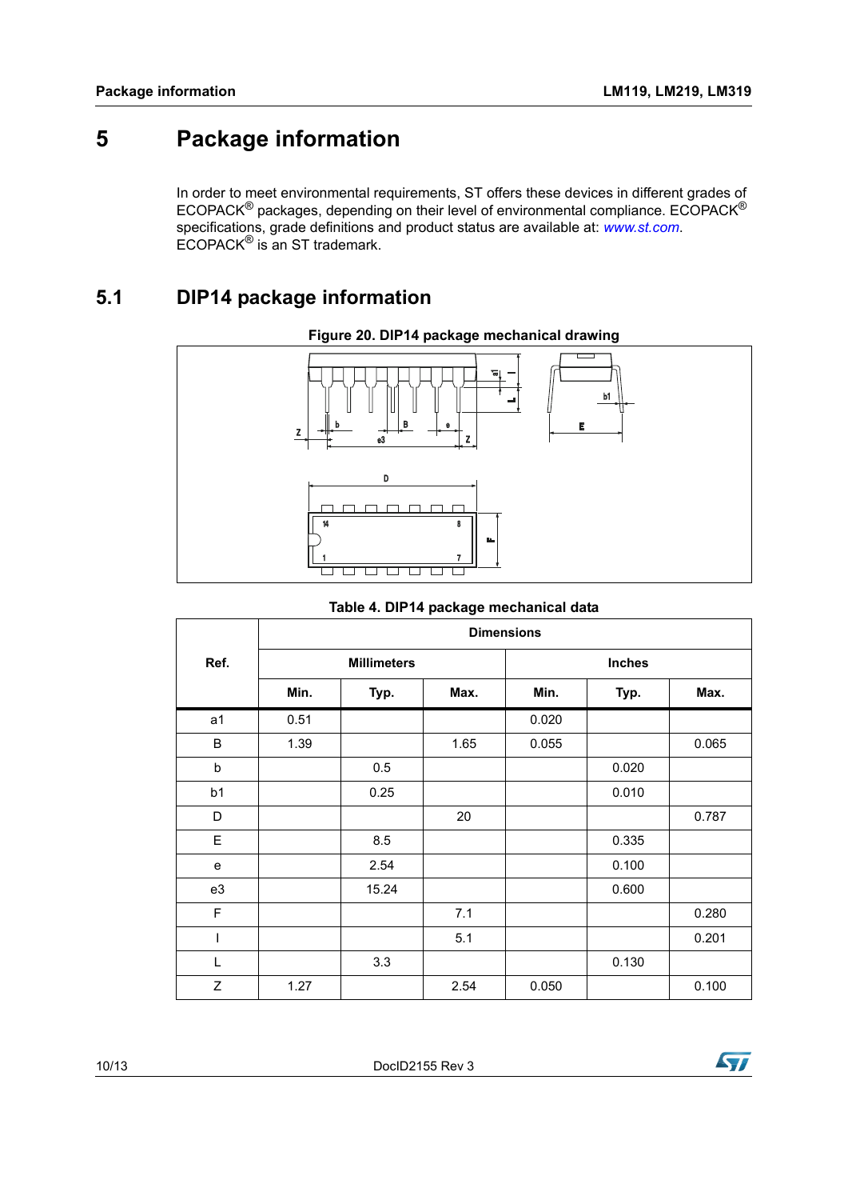# 5 Package information

In order to meet environmental requirements, ST offers these devices in different grades of ECOPACK® packages, depending on their level of environmental compliance. ECOPACK® specifications, grade definitions and product status are available at: *www.st.com*. ECOPACK® is an ST trademark.

## 5.1 DIP14 package information

**Figure 20. DIP14 package mechanical drawing**

**Table 4. DIP14 package mechanical data**

| Ref. | Dimensions | | | | | |
|---|---|---|---|---|---|---|
| | Millimeters | | | Inches | | |
| | Min. | Typ. | Max. | Min. | Typ. | Max. |
| a1 | 0.51 | | | 0.020 | | |
| B | 1.39 | | 1.65 | 0.055 | | 0.065 |
| b | | 0.5 | | | 0.020 | |
| b1 | | 0.25 | | | 0.010 | |
| D | | | 20 | | | 0.787 |
| E | | 8.5 | | | 0.335 | |
| e | | 2.54 | | | 0.100 | |
| e3 | | 15.24 | | | 0.600 | |
| F | | | 7.1 | | | 0.280 |
| I | | | 5.1 | | | 0.201 |
| L | | 3.3 | | | 0.130 | |
| Z | 1.27 | | 2.54 | 0.050 | | 0.100 |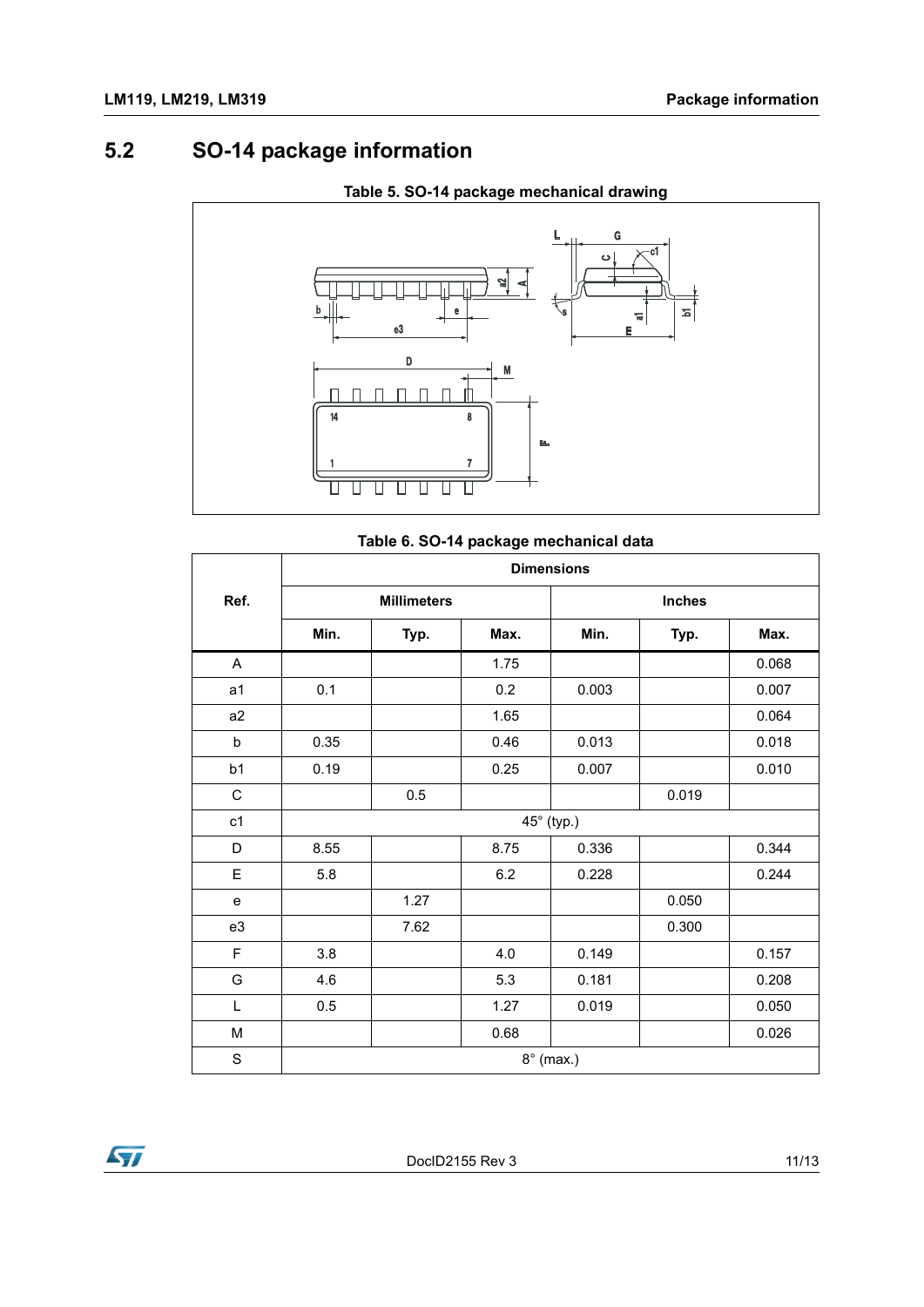## 5.2 SO-14 package information

**Table 5. SO-14 package mechanical drawing**

**Table 6. SO-14 package mechanical data**

| Ref. | Dimensions | | | | | |
|---|---|---|---|---|---|---|
| | Millimeters | | | Inches | | |
| | Min. | Typ. | Max. | Min. | Typ. | Max. |
| A | | | 1.75 | | | 0.068 |
| a1 | 0.1 | | 0.2 | 0.003 | | 0.007 |
| a2 | | | 1.65 | | | 0.064 |
| b | 0.35 | | 0.46 | 0.013 | | 0.018 |
| b1 | 0.19 | | 0.25 | 0.007 | | 0.010 |
| C | | 0.5 | | | 0.019 | |
| c1 | 45° (typ.) | | | | | |
| D | 8.55 | | 8.75 | 0.336 | | 0.344 |
| E | 5.8 | | 6.2 | 0.228 | | 0.244 |
| e | | 1.27 | | | 0.050 | |
| e3 | | 7.62 | | | 0.300 | |
| F | 3.8 | | 4.0 | 0.149 | | 0.157 |
| G | 4.6 | | 5.3 | 0.181 | | 0.208 |
| L | 0.5 | | 1.27 | 0.019 | | 0.050 |
| M | | | 0.68 | | | 0.026 |
| S | 8° (max.) | | | | | |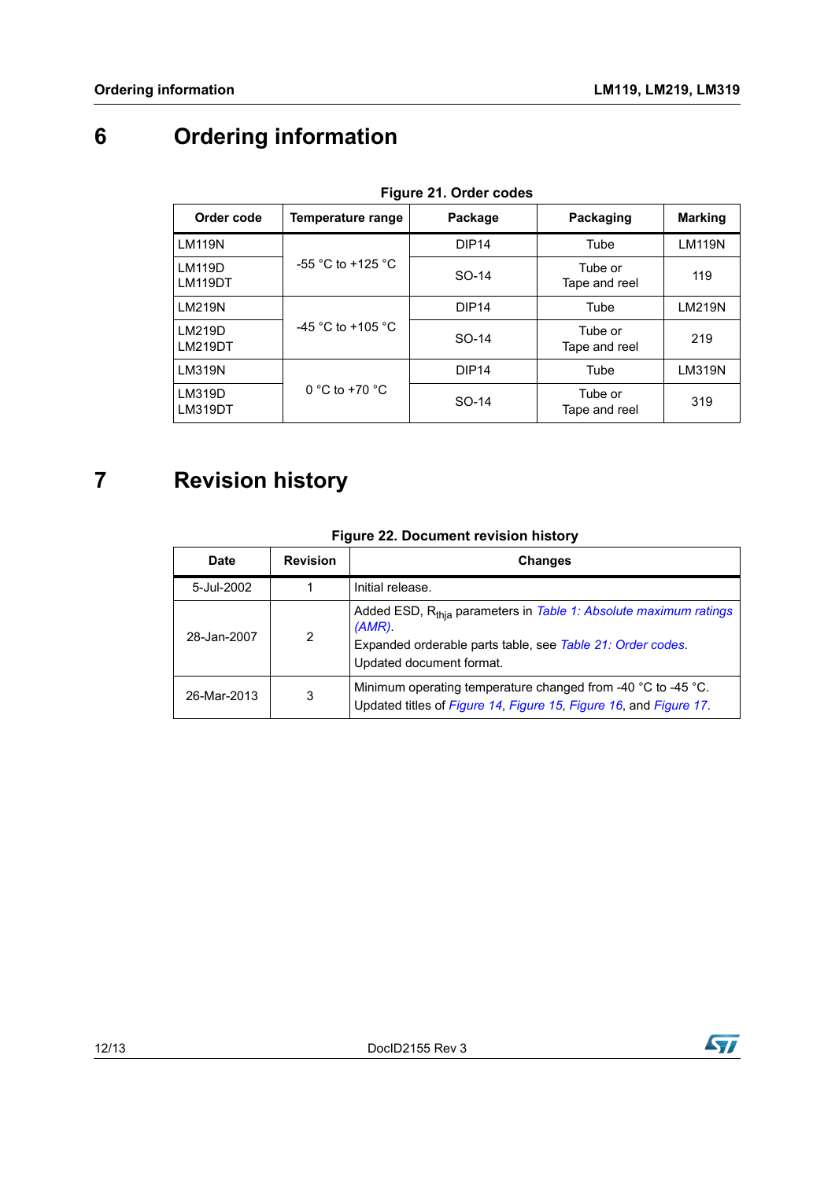# 6 Ordering information

**Figure 21. Order codes**

| Order code | Temperature range | Package | Packaging | Marking |
|---|---|---|---|---|
| LM119N | -55 °C to +125 °C | DIP14 | Tube | LM119N |
| LM119D<br>LM119DT | | SO-14 | Tube or<br>Tape and reel | 119 |
| LM219N | -45 °C to +105 °C | DIP14 | Tube | LM219N |
| LM219D<br>LM219DT | | SO-14 | Tube or<br>Tape and reel | 219 |
| LM319N | 0 °C to +70 °C | DIP14 | Tube | LM319N |
| LM319D<br>LM319DT | | SO-14 | Tube or<br>Tape and reel | 319 |

# 7 Revision history

**Figure 22. Document revision history**

| Date | Revision | Changes |
|---|---|---|
| 5-Jul-2002 | 1 | Initial release. |
| 28-Jan-2007 | 2 | Added ESD, $R_{thja}$ parameters in *Table 1: Absolute maximum ratings (AMR)*.<br>Expanded orderable parts table, see *Table 21: Order codes*.<br>Updated document format. |
| 26-Mar-2013 | 3 | Minimum operating temperature changed from -40 °C to -45 °C.<br>Updated titles of *Figure 14*, *Figure 15*, *Figure 16*, and *Figure 17*. |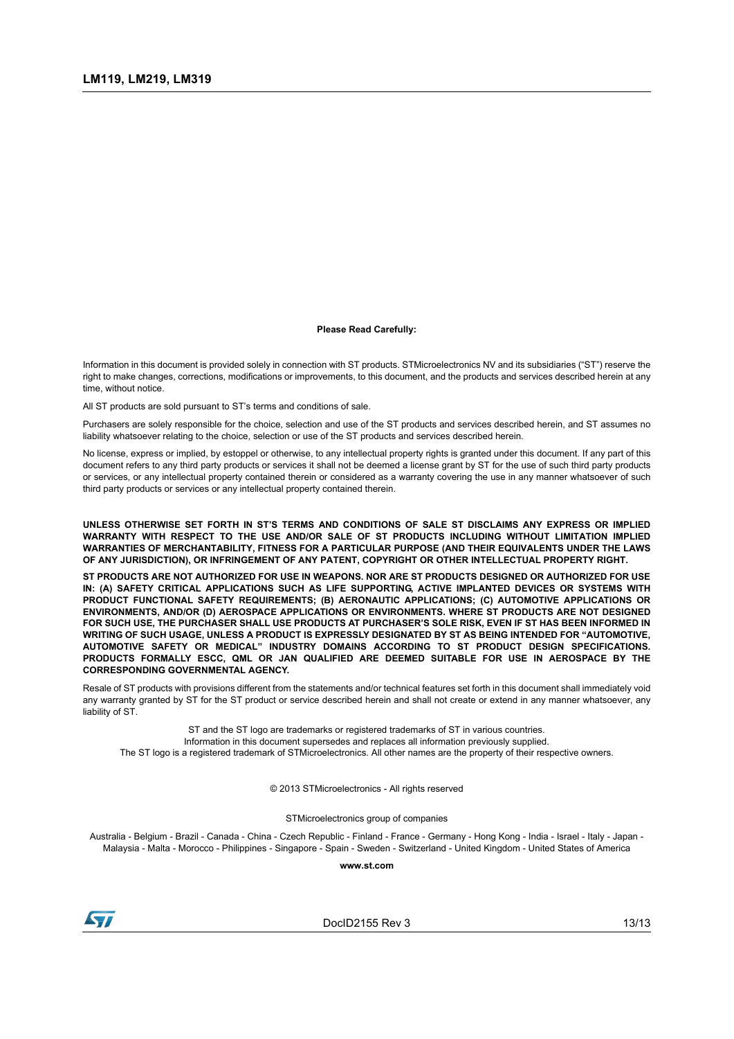**Please Read Carefully:**

Information in this document is provided solely in connection with ST products. STMicroelectronics NV and its subsidiaries (“ST”) reserve the right to make changes, corrections, modifications or improvements, to this document, and the products and services described herein at any time, without notice.

All ST products are sold pursuant to ST’s terms and conditions of sale.

Purchasers are solely responsible for the choice, selection and use of the ST products and services described herein, and ST assumes no liability whatsoever relating to the choice, selection or use of the ST products and services described herein.

No license, express or implied, by estoppel or otherwise, to any intellectual property rights is granted under this document. If any part of this document refers to any third party products or services it shall not be deemed a license grant by ST for the use of such third party products or services, or any intellectual property contained therein or considered as a warranty covering the use in any manner whatsoever of such third party products or services or any intellectual property contained therein.

**UNLESS OTHERWISE SET FORTH IN ST’S TERMS AND CONDITIONS OF SALE ST DISCLAIMS ANY EXPRESS OR IMPLIED WARRANTY WITH RESPECT TO THE USE AND/OR SALE OF ST PRODUCTS INCLUDING WITHOUT LIMITATION IMPLIED WARRANTIES OF MERCHANTABILITY, FITNESS FOR A PARTICULAR PURPOSE (AND THEIR EQUIVALENTS UNDER THE LAWS OF ANY JURISDICTION), OR INFRINGEMENT OF ANY PATENT, COPYRIGHT OR OTHER INTELLECTUAL PROPERTY RIGHT.**

**ST PRODUCTS ARE NOT AUTHORIZED FOR USE IN WEAPONS. NOR ARE ST PRODUCTS DESIGNED OR AUTHORIZED FOR USE IN: (A) SAFETY CRITICAL APPLICATIONS SUCH AS LIFE SUPPORTING, ACTIVE IMPLANTED DEVICES OR SYSTEMS WITH PRODUCT FUNCTIONAL SAFETY REQUIREMENTS; (B) AERONAUTIC APPLICATIONS; (C) AUTOMOTIVE APPLICATIONS OR ENVIRONMENTS, AND/OR (D) AEROSPACE APPLICATIONS OR ENVIRONMENTS. WHERE ST PRODUCTS ARE NOT DESIGNED FOR SUCH USE, THE PURCHASER SHALL USE PRODUCTS AT PURCHASER’S SOLE RISK, EVEN IF ST HAS BEEN INFORMED IN WRITING OF SUCH USAGE, UNLESS A PRODUCT IS EXPRESSLY DESIGNATED BY ST AS BEING INTENDED FOR “AUTOMOTIVE, AUTOMOTIVE SAFETY OR MEDICAL” INDUSTRY DOMAINS ACCORDING TO ST PRODUCT DESIGN SPECIFICATIONS. PRODUCTS FORMALLY ESCC, QML OR JAN QUALIFIED ARE DEEMED SUITABLE FOR USE IN AEROSPACE BY THE CORRESPONDING GOVERNMENTAL AGENCY.**

Resale of ST products with provisions different from the statements and/or technical features set forth in this document shall immediately void any warranty granted by ST for the ST product or service described herein and shall not create or extend in any manner whatsoever, any liability of ST.

ST and the ST logo are trademarks or registered trademarks of ST in various countries.
Information in this document supersedes and replaces all information previously supplied.
The ST logo is a registered trademark of STMicroelectronics. All other names are the property of their respective owners.

© 2013 STMicroelectronics - All rights reserved

STMicroelectronics group of companies

Australia - Belgium - Brazil - Canada - China - Czech Republic - Finland - France - Germany - Hong Kong - India - Israel - Italy - Japan - Malaysia - Malta - Morocco - Philippines - Singapore - Spain - Sweden - Switzerland - United Kingdom - United States of America

**www.st.com**